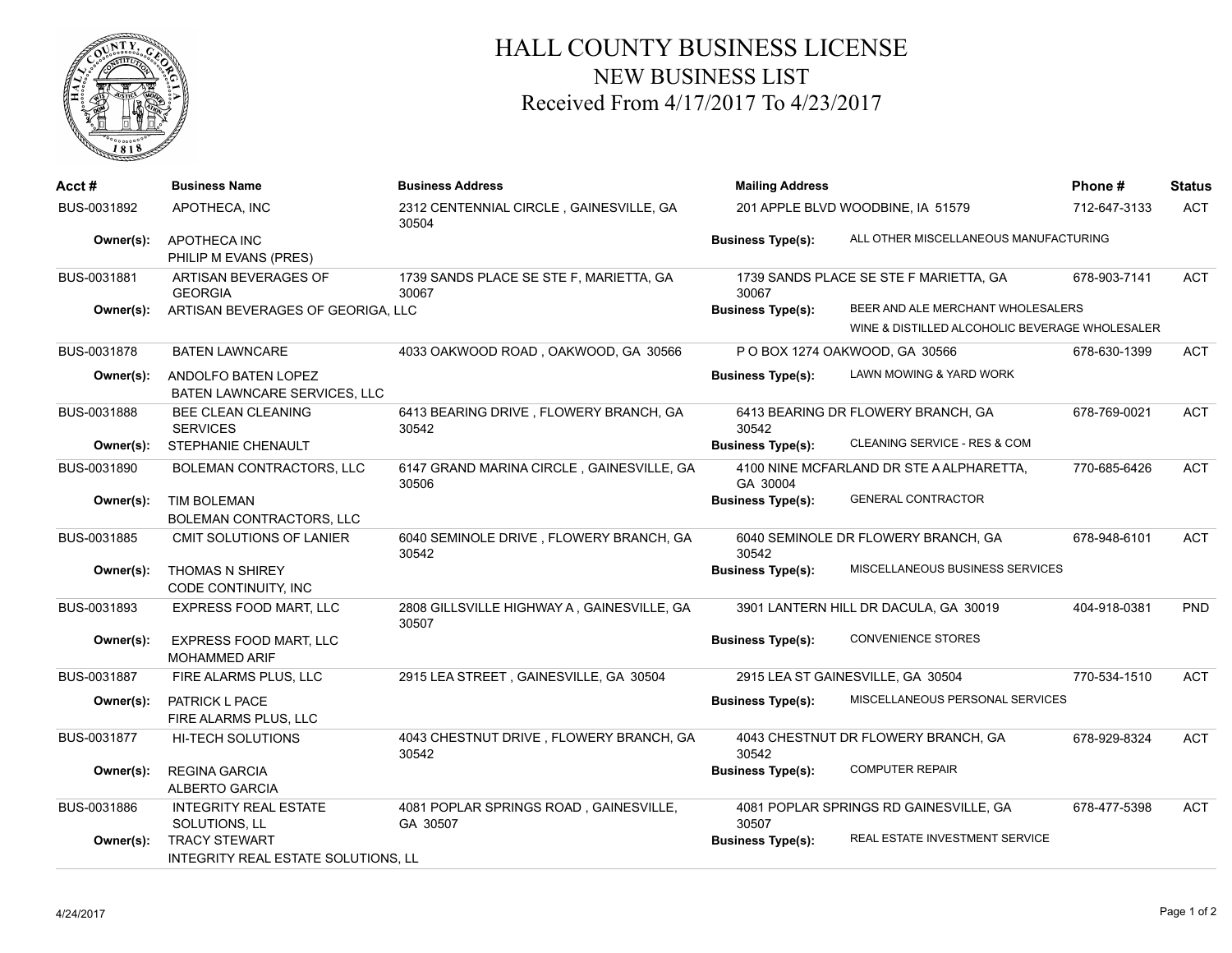# HALL COUNTY BUSINESS LICENSE
## NEW BUSINESS LIST
## Received From 4/17/2017 To 4/23/2017

| Acct # | Business Name | Business Address | Mailing Address | Phone # | Status |
|---|---|---|---|---|---|
| BUS-0031892 | APOTHECA, INC | 2312 CENTENNIAL CIRCLE , GAINESVILLE, GA 30504 | 201 APPLE BLVD WOODBINE, IA 51579 | 712-647-3133 | ACT |
| **Owner(s):** | APOTHECA INC<br>PHILIP M EVANS (PRES) | | **Business Type(s):** ALL OTHER MISCELLANEOUS MANUFACTURING | | |
| BUS-0031881 | ARTISAN BEVERAGES OF GEORGIA | 1739 SANDS PLACE SE STE F, MARIETTA, GA 30067 | 1739 SANDS PLACE SE STE F MARIETTA, GA 30067 | 678-903-7141 | ACT |
| **Owner(s):** | ARTISAN BEVERAGES OF GEORIGA, LLC | | **Business Type(s):** BEER AND ALE MERCHANT WHOLESALERS<br>WINE & DISTILLED ALCOHOLIC BEVERAGE WHOLESALER | | |
| BUS-0031878 | BATEN LAWNCARE | 4033 OAKWOOD ROAD , OAKWOOD, GA 30566 | P O BOX 1274 OAKWOOD, GA 30566 | 678-630-1399 | ACT |
| **Owner(s):** | ANDOLFO BATEN LOPEZ<br>BATEN LAWNCARE SERVICES, LLC | | **Business Type(s):** LAWN MOWING & YARD WORK | | |
| BUS-0031888 | BEE CLEAN CLEANING SERVICES | 6413 BEARING DRIVE , FLOWERY BRANCH, GA 30542 | 6413 BEARING DR FLOWERY BRANCH, GA 30542 | 678-769-0021 | ACT |
| **Owner(s):** | STEPHANIE CHENAULT | | **Business Type(s):** CLEANING SERVICE - RES & COM | | |
| BUS-0031890 | BOLEMAN CONTRACTORS, LLC | 6147 GRAND MARINA CIRCLE , GAINESVILLE, GA 30506 | 4100 NINE MCFARLAND DR STE A ALPHARETTA, GA 30004 | 770-685-6426 | ACT |
| **Owner(s):** | TIM BOLEMAN<br>BOLEMAN CONTRACTORS, LLC | | **Business Type(s):** GENERAL CONTRACTOR | | |
| BUS-0031885 | CMIT SOLUTIONS OF LANIER | 6040 SEMINOLE DRIVE , FLOWERY BRANCH, GA 30542 | 6040 SEMINOLE DR FLOWERY BRANCH, GA 30542 | 678-948-6101 | ACT |
| **Owner(s):** | THOMAS N SHIREY<br>CODE CONTINUITY, INC | | **Business Type(s):** MISCELLANEOUS BUSINESS SERVICES | | |
| BUS-0031893 | EXPRESS FOOD MART, LLC | 2808 GILLSVILLE HIGHWAY A , GAINESVILLE, GA 30507 | 3901 LANTERN HILL DR DACULA, GA 30019 | 404-918-0381 | PND |
| **Owner(s):** | EXPRESS FOOD MART, LLC<br>MOHAMMED ARIF | | **Business Type(s):** CONVENIENCE STORES | | |
| BUS-0031887 | FIRE ALARMS PLUS, LLC | 2915 LEA STREET , GAINESVILLE, GA 30504 | 2915 LEA ST GAINESVILLE, GA 30504 | 770-534-1510 | ACT |
| **Owner(s):** | PATRICK L PACE<br>FIRE ALARMS PLUS, LLC | | **Business Type(s):** MISCELLANEOUS PERSONAL SERVICES | | |
| BUS-0031877 | HI-TECH SOLUTIONS | 4043 CHESTNUT DRIVE , FLOWERY BRANCH, GA 30542 | 4043 CHESTNUT DR FLOWERY BRANCH, GA 30542 | 678-929-8324 | ACT |
| **Owner(s):** | REGINA GARCIA<br>ALBERTO GARCIA | | **Business Type(s):** COMPUTER REPAIR | | |
| BUS-0031886 | INTEGRITY REAL ESTATE SOLUTIONS, LL | 4081 POPLAR SPRINGS ROAD , GAINESVILLE, GA 30507 | 4081 POPLAR SPRINGS RD GAINESVILLE, GA 30507 | 678-477-5398 | ACT |
| **Owner(s):** | TRACY STEWART<br>INTEGRITY REAL ESTATE SOLUTIONS, LL | | **Business Type(s):** REAL ESTATE INVESTMENT SERVICE | | |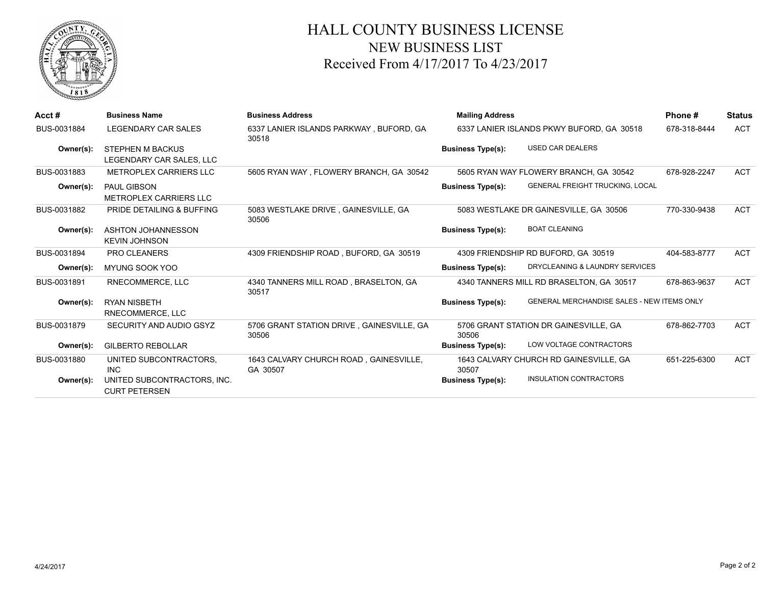# HALL COUNTY BUSINESS LICENSE
## NEW BUSINESS LIST
### Received From 4/17/2017 To 4/23/2017

| Acct # | Business Name | Business Address | Mailing Address | | Phone # | Status |
|---|---|---|---|---|---|---|
| BUS-0031884 | LEGENDARY CAR SALES | 6337 LANIER ISLANDS PARKWAY , BUFORD, GA 30518 | 6337 LANIER ISLANDS PKWY BUFORD, GA 30518 | | 678-318-8444 | ACT |
| **Owner(s):** | STEPHEN M BACKUS<br>LEGENDARY CAR SALES, LLC | | **Business Type(s):** | USED CAR DEALERS | | |
| BUS-0031883 | METROPLEX CARRIERS LLC | 5605 RYAN WAY , FLOWERY BRANCH, GA 30542 | 5605 RYAN WAY FLOWERY BRANCH, GA 30542 | | 678-928-2247 | ACT |
| **Owner(s):** | PAUL GIBSON<br>METROPLEX CARRIERS LLC | | **Business Type(s):** | GENERAL FREIGHT TRUCKING, LOCAL | | |
| BUS-0031882 | PRIDE DETAILING & BUFFING | 5083 WESTLAKE DRIVE , GAINESVILLE, GA 30506 | 5083 WESTLAKE DR GAINESVILLE, GA 30506 | | 770-330-9438 | ACT |
| **Owner(s):** | ASHTON JOHANNESSON<br>KEVIN JOHNSON | | **Business Type(s):** | BOAT CLEANING | | |
| BUS-0031894 | PRO CLEANERS | 4309 FRIENDSHIP ROAD , BUFORD, GA 30519 | 4309 FRIENDSHIP RD BUFORD, GA 30519 | | 404-583-8777 | ACT |
| **Owner(s):** | MYUNG SOOK YOO | | **Business Type(s):** | DRYCLEANING & LAUNDRY SERVICES | | |
| BUS-0031891 | RNECOMMERCE, LLC | 4340 TANNERS MILL ROAD , BRASELTON, GA 30517 | 4340 TANNERS MILL RD BRASELTON, GA 30517 | | 678-863-9637 | ACT |
| **Owner(s):** | RYAN NISBETH<br>RNECOMMERCE, LLC | | **Business Type(s):** | GENERAL MERCHANDISE SALES - NEW ITEMS ONLY | | |
| BUS-0031879 | SECURITY AND AUDIO GSYZ | 5706 GRANT STATION DRIVE , GAINESVILLE, GA 30506 | 5706 GRANT STATION DR GAINESVILLE, GA 30506 | | 678-862-7703 | ACT |
| **Owner(s):** | GILBERTO REBOLLAR | | **Business Type(s):** | LOW VOLTAGE CONTRACTORS | | |
| BUS-0031880 | UNITED SUBCONTRACTORS, INC | 1643 CALVARY CHURCH ROAD , GAINESVILLE, GA 30507 | 1643 CALVARY CHURCH RD GAINESVILLE, GA 30507 | | 651-225-6300 | ACT |
| **Owner(s):** | UNITED SUBCONTRACTORS, INC.<br>CURT PETERSEN | | **Business Type(s):** | INSULATION CONTRACTORS | | |

4/24/2017